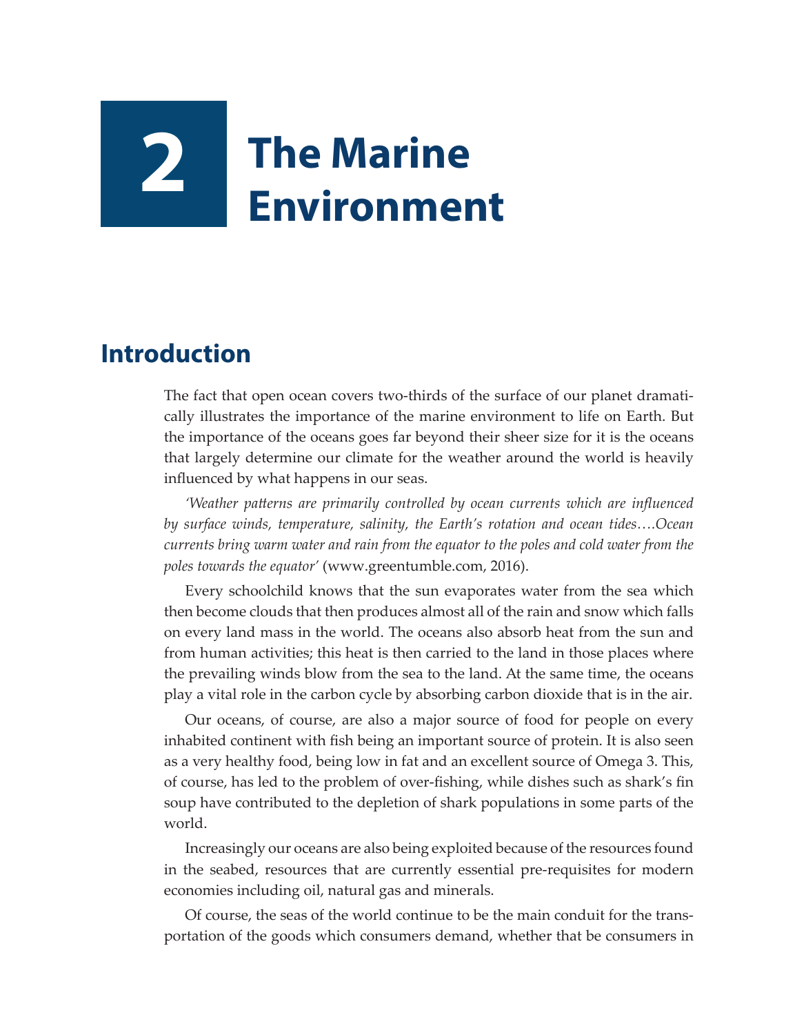# 2 The Marine Environment

## Introduction

The fact that open ocean covers two-thirds of the surface of our planet dramatically illustrates the importance of the marine environment to life on Earth. But the importance of the oceans goes far beyond their sheer size for it is the oceans that largely determine our climate for the weather around the world is heavily influenced by what happens in our seas.

*'Weather patterns are primarily controlled by ocean currents which are influenced by surface winds, temperature, salinity, the Earth's rotation and ocean tides….Ocean currents bring warm water and rain from the equator to the poles and cold water from the poles towards the equator'* (www.greentumble.com, 2016).

Every schoolchild knows that the sun evaporates water from the sea which then become clouds that then produces almost all of the rain and snow which falls on every land mass in the world. The oceans also absorb heat from the sun and from human activities; this heat is then carried to the land in those places where the prevailing winds blow from the sea to the land. At the same time, the oceans play a vital role in the carbon cycle by absorbing carbon dioxide that is in the air.

Our oceans, of course, are also a major source of food for people on every inhabited continent with fish being an important source of protein. It is also seen as a very healthy food, being low in fat and an excellent source of Omega 3. This, of course, has led to the problem of over-fishing, while dishes such as shark's fin soup have contributed to the depletion of shark populations in some parts of the world.

Increasingly our oceans are also being exploited because of the resources found in the seabed, resources that are currently essential pre-requisites for modern economies including oil, natural gas and minerals.

Of course, the seas of the world continue to be the main conduit for the transportation of the goods which consumers demand, whether that be consumers in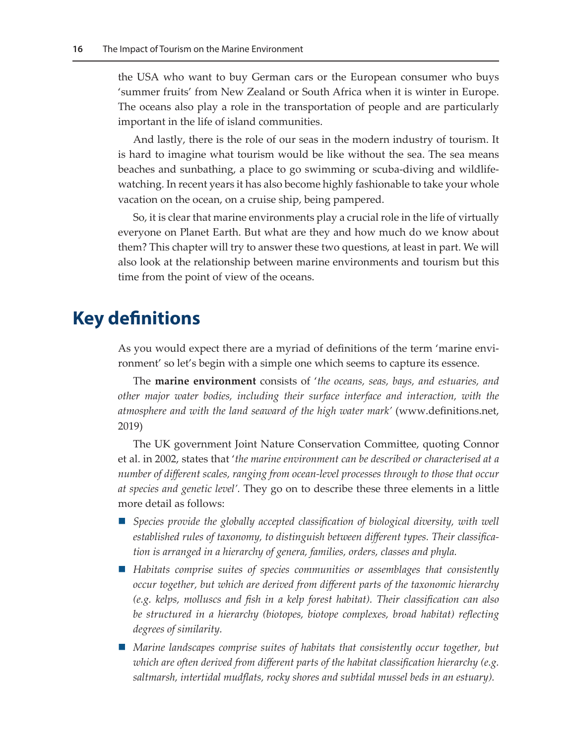the USA who want to buy German cars or the European consumer who buys 'summer fruits' from New Zealand or South Africa when it is winter in Europe. The oceans also play a role in the transportation of people and are particularly important in the life of island communities.

And lastly, there is the role of our seas in the modern industry of tourism. It is hard to imagine what tourism would be like without the sea. The sea means beaches and sunbathing, a place to go swimming or scuba-diving and wildlife-watching. In recent years it has also become highly fashionable to take your whole vacation on the ocean, on a cruise ship, being pampered.

So, it is clear that marine environments play a crucial role in the life of virtually everyone on Planet Earth. But what are they and how much do we know about them? This chapter will try to answer these two questions, at least in part. We will also look at the relationship between marine environments and tourism but this time from the point of view of the oceans.

## Key definitions

As you would expect there are a myriad of definitions of the term 'marine environment' so let's begin with a simple one which seems to capture its essence.

The **marine environment** consists of '*the oceans, seas, bays, and estuaries, and other major water bodies, including their surface interface and interaction, with the atmosphere and with the land seaward of the high water mark*' (www.definitions.net, 2019)

The UK government Joint Nature Conservation Committee, quoting Connor et al. in 2002, states that '*the marine environment can be described or characterised at a number of different scales, ranging from ocean-level processes through to those that occur at species and genetic level'*. They go on to describe these three elements in a little more detail as follows:

- *Species provide the globally accepted classification of biological diversity, with well established rules of taxonomy, to distinguish between different types. Their classification is arranged in a hierarchy of genera, families, orders, classes and phyla.*
- *Habitats comprise suites of species communities or assemblages that consistently occur together, but which are derived from different parts of the taxonomic hierarchy (e.g. kelps, molluscs and fish in a kelp forest habitat). Their classification can also be structured in a hierarchy (biotopes, biotope complexes, broad habitat) reflecting degrees of similarity.*
- *Marine landscapes comprise suites of habitats that consistently occur together, but which are often derived from different parts of the habitat classification hierarchy (e.g. saltmarsh, intertidal mudflats, rocky shores and subtidal mussel beds in an estuary).*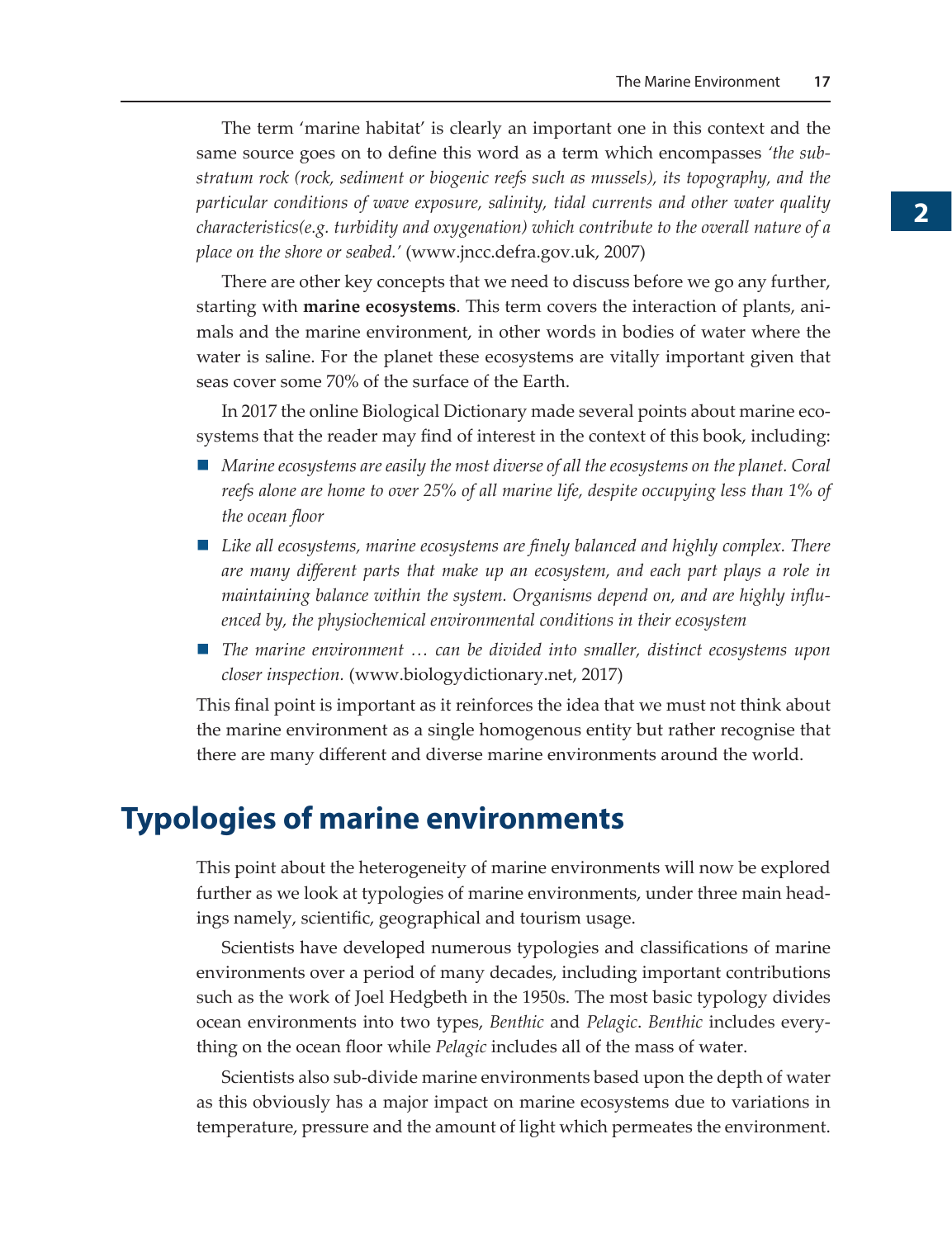The term 'marine habitat' is clearly an important one in this context and the same source goes on to define this word as a term which encompasses *'the substratum rock (rock, sediment or biogenic reefs such as mussels), its topography, and the particular conditions of wave exposure, salinity, tidal currents and other water quality characteristics(e.g. turbidity and oxygenation) which contribute to the overall nature of a place on the shore or seabed.'* (www.jncc.defra.gov.uk, 2007)

There are other key concepts that we need to discuss before we go any further, starting with **marine ecosystems**. This term covers the interaction of plants, animals and the marine environment, in other words in bodies of water where the water is saline. For the planet these ecosystems are vitally important given that seas cover some 70% of the surface of the Earth.

In 2017 the online Biological Dictionary made several points about marine ecosystems that the reader may find of interest in the context of this book, including:

- *Marine ecosystems are easily the most diverse of all the ecosystems on the planet. Coral reefs alone are home to over 25% of all marine life, despite occupying less than 1% of the ocean floor*
- *Like all ecosystems, marine ecosystems are finely balanced and highly complex. There are many different parts that make up an ecosystem, and each part plays a role in maintaining balance within the system. Organisms depend on, and are highly influenced by, the physiochemical environmental conditions in their ecosystem*
- *The marine environment … can be divided into smaller, distinct ecosystems upon closer inspection.* (www.biologydictionary.net, 2017)

This final point is important as it reinforces the idea that we must not think about the marine environment as a single homogenous entity but rather recognise that there are many different and diverse marine environments around the world.

## Typologies of marine environments

This point about the heterogeneity of marine environments will now be explored further as we look at typologies of marine environments, under three main headings namely, scientific, geographical and tourism usage.

Scientists have developed numerous typologies and classifications of marine environments over a period of many decades, including important contributions such as the work of Joel Hedgbeth in the 1950s. The most basic typology divides ocean environments into two types, *Benthic* and *Pelagic*. *Benthic* includes everything on the ocean floor while *Pelagic* includes all of the mass of water.

Scientists also sub-divide marine environments based upon the depth of water as this obviously has a major impact on marine ecosystems due to variations in temperature, pressure and the amount of light which permeates the environment.